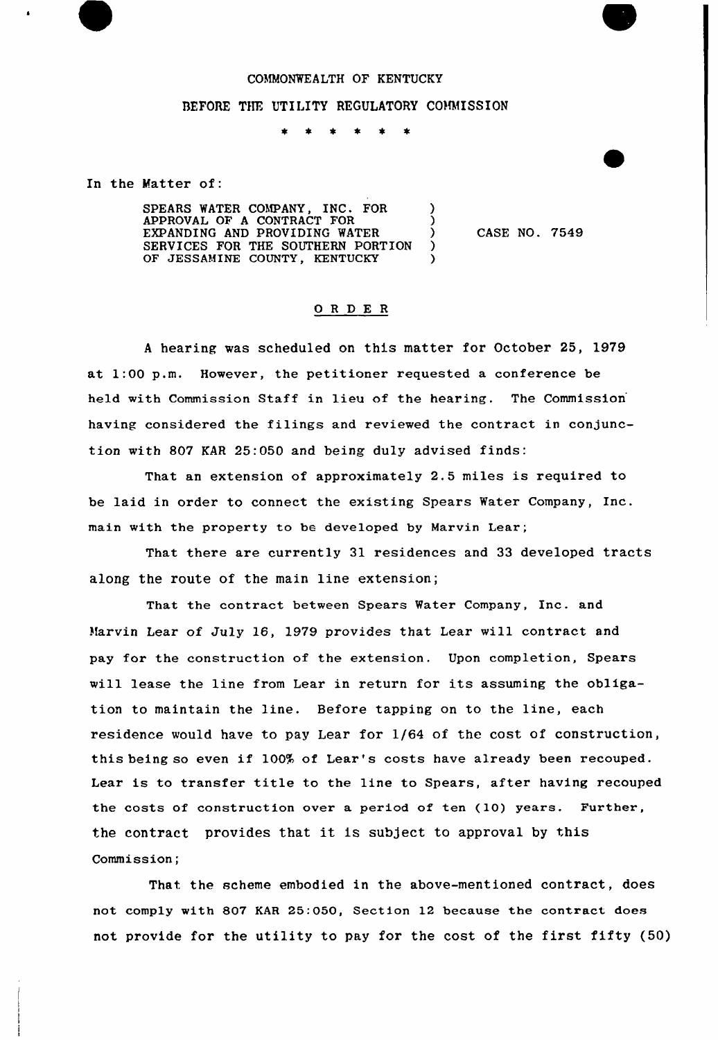COMMONWEALTH OF KENTUCKY

BEFORE THE UTILITY REGULATORY COMMISSION

\* \* \* \* \* \*

In the Matter of:

SPEARS WATER COMPANY, INC. FOR APPROVAL OF A CONTRACT FOR EXPANDING AND PROVIDING WATER SERVICES FOR THE SOUTHERN PORTION OF JESSAMINE COUNTY, KENTUCKY ) CASE NO. 7549

## O R D E R

A hearing was scheduled on this matter for October 25, 1979 at 1:00 p.m. However, the petitioner requested a conference be held with Commission Staff in lieu of the hearing. The Commission having considered the filings and reviewed the contract in conjunction with 807 KAR 25:050 and being duly advised finds:

That an extension of approximately 2.5 miles is required to be laid in order to connect the existing Spears Water Company, Inc. main with the property to be developed by Marvin Lear;

That there are currently 31 residences and 33 developed tracts along the route of the main line extension;

That the contract between Spears Water Company, Inc. and Marvin Lear of July 16, 1979 provides that Lear will contract and pay for the construction of the extension. Upon completion, Spears will lease the line from Lear in return for its assuming the obligation to maintain the line. Before tapping on to the line, each residence would have to pay Lear for 1/64 of the cost of construction, this being so even if 100% of Lear's costs have already been recouped. Lear is to transfer title to the line to Spears, after having recouped the costs of construction over a period of ten (10) years. Further, the contract provides that it is subject to approval by this Commission;

That the scheme embodied in the above-mentioned contract, does not comply with 807 KAR 25:050, Section 12 because the contract does not provide for the utility to pay for the cost of the first fifty (50)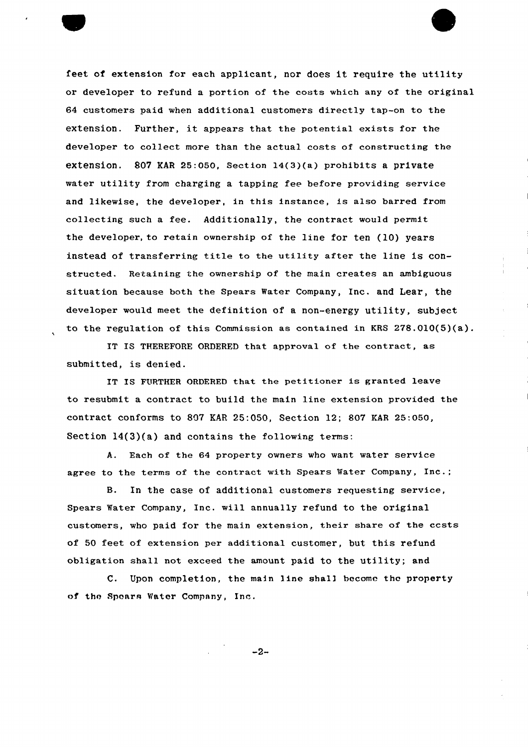feet of extension for each applicant, nor does it require the utility or developer to refund a portion of the costs which any of the original 64 customers paid when additional customers directly tap-on to the extension. Further, it appears that the potential exists for the developer to collect more than the actual costs of constructing the extension. 807 KAR 25:050, Section 14(3)(a) prohibits a private water utility from charging a tapping fee before providing service and likewise, the developer, in this instance, is also barred from collecting such a fee. Additionally, the contract would permit the developer, to retain ownership of the line for ten (10) years instead of transferring title to the utility after the line is constructed. Retaining the ownership of the main creates an ambiguous situation because both the Spears Water Company, Inc. and Lear, the developer would meet the definition of a non-energy utility, subject to the regulation of this Commission as contained in KRS 278.010(5)(a).

IT IS THEREFORE ORDERED that approval of the contract, as submitted, is denied.

IT IS FURTHER ORDERED that the petitioner is granted leave to resubmit a contract to build the main line extension provided the contract conforms to 807 KAR 25:050, Section 12; 807 KAR 25:050, Section 14(3)(a) and contains the following terms:

A. Each of the 64 property owners who want water service agree to the terms of the contract with Spears Water Company, Inc.;

B. In the case of additional customers requesting service, Spears Water Company, Inc. will annually refund to the original customers, who paid for the main extension, their share of the costs of 50 feet of extension per additional customer, but this refund obligation shall not exceed the amount paid to the utility; and

C. Upon completion, the main line shall become the property of the Spears Water Company, Inc.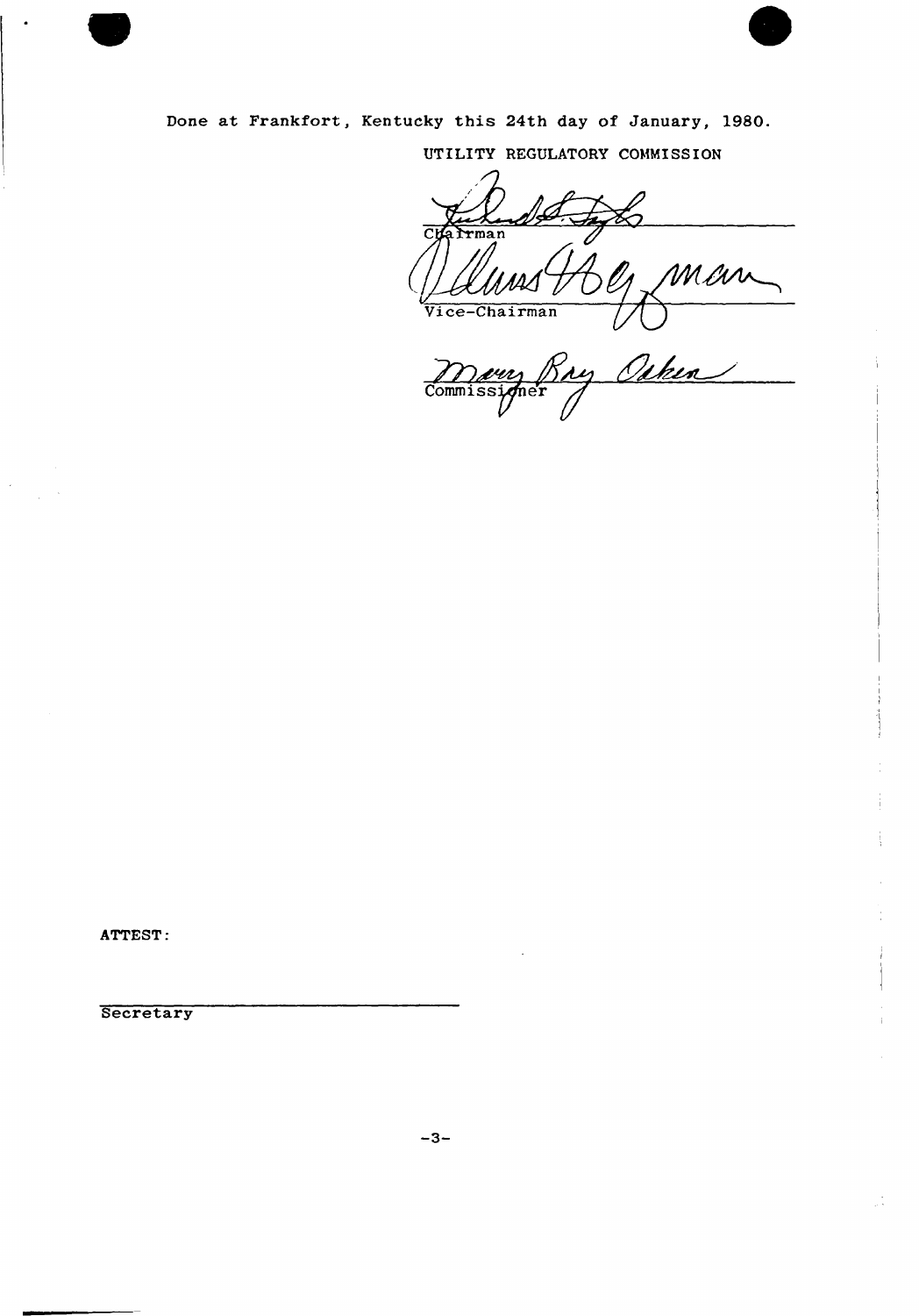Done at Frankfort, Kentucky this 24th day of January, 1980.

UTILITY REGULATORY COMMISSION

Chairman

Vice-Chairman

Commissioner

ATTEST:

Secretary